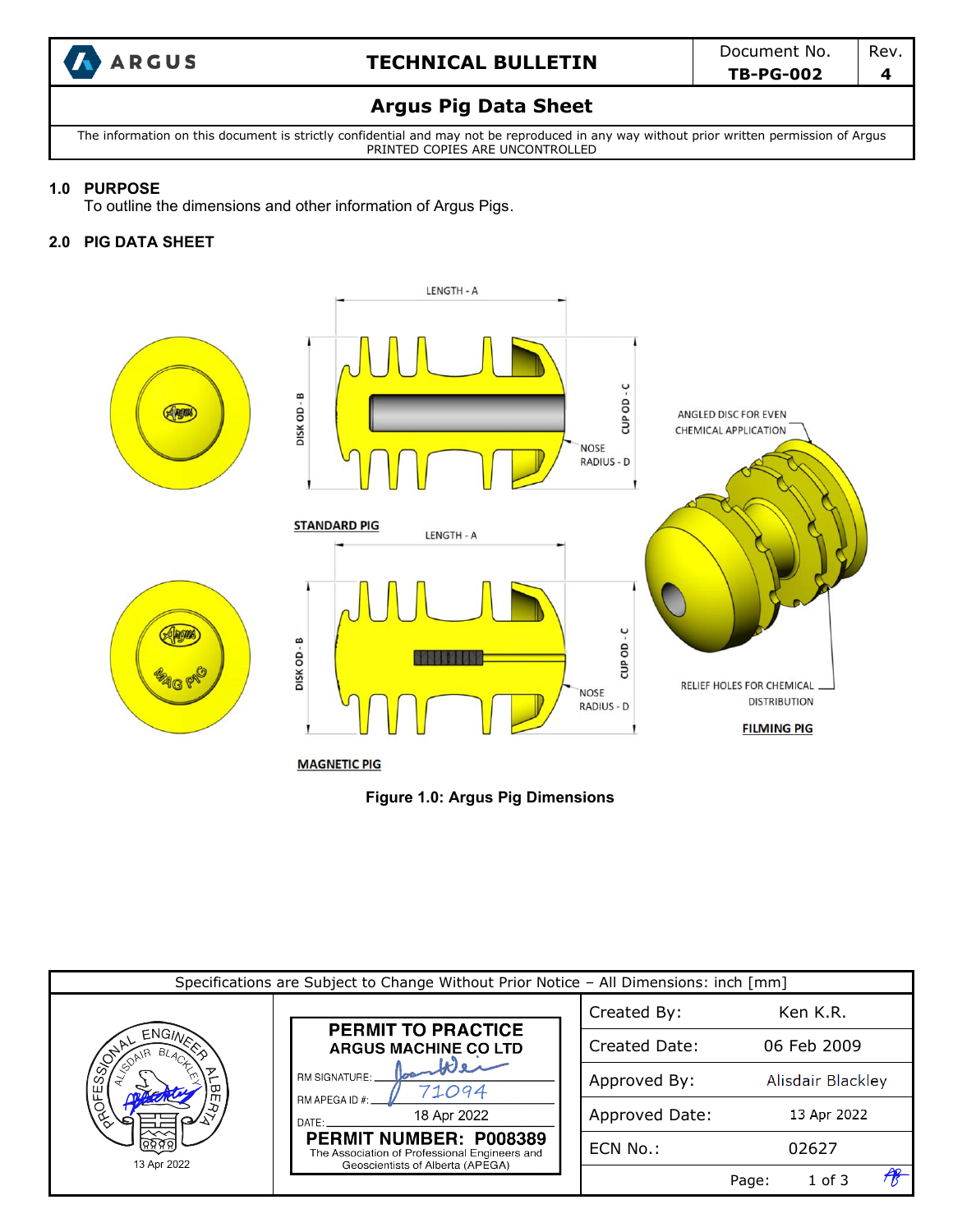# TECHNICAL BULLETIN

| Document No. | Rev. |
|---|---|
| TB-PG-002 | 4 |

## Argus Pig Data Sheet

The information on this document is strictly confidential and may not be reproduced in any way without prior written permission of Argus
PRINTED COPIES ARE UNCONTROLLED

## 1.0 PURPOSE

To outline the dimensions and other information of Argus Pigs.

## 2.0 PIG DATA SHEET

LENGTH - A
DISK OD - B
CUP OD - C
NOSE RADIUS - D
STANDARD PIG
MAGNETIC PIG
ANGLED DISC FOR EVEN CHEMICAL APPLICATION
RELIEF HOLES FOR CHEMICAL DISTRIBUTION
FILMING PIG

**Figure 1.0: Argus Pig Dimensions**

Specifications are Subject to Change Without Prior Notice – All Dimensions: inch [mm]

PROFESSIONAL ENGINEER ALISDAIR BLACKLEY ALBERTA
13 Apr 2022

**PERMIT TO PRACTICE**
**ARGUS MACHINE CO LTD**
RM SIGNATURE:
RM APEGA ID #: 71094
DATE: 18 Apr 2022
**PERMIT NUMBER: P008389**
The Association of Professional Engineers and Geoscientists of Alberta (APEGA)

| | |
|---|---|
| Created By: | Ken K.R. |
| Created Date: | 06 Feb 2009 |
| Approved By: | Alisdair Blackley |
| Approved Date: | 13 Apr 2022 |
| ECN No.: | 02627 |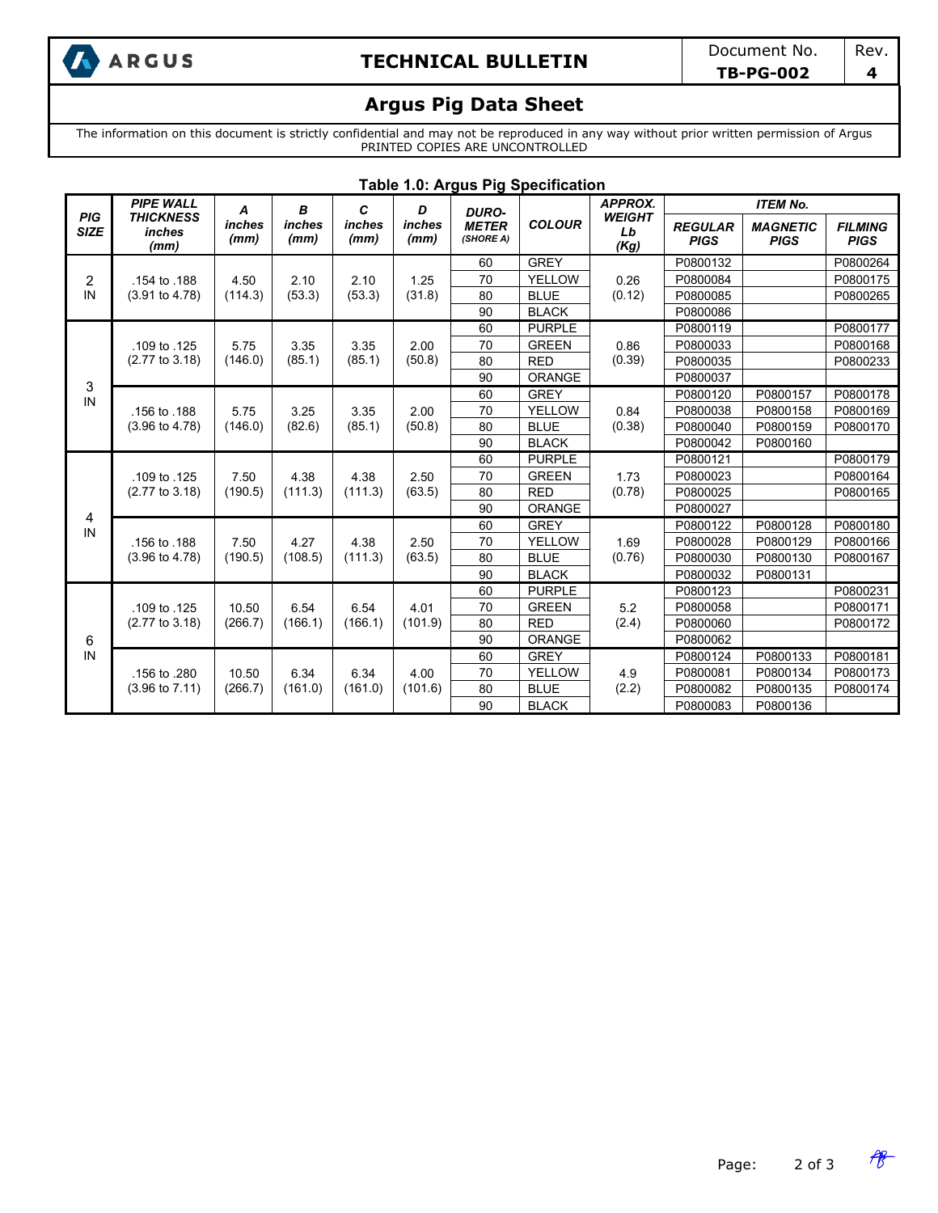# Argus Pig Data Sheet

The information on this document is strictly confidential and may not be reproduced in any way without prior written permission of Argus
PRINTED COPIES ARE UNCONTROLLED

**Table 1.0: Argus Pig Specification**

| PIG SIZE | PIPE WALL THICKNESS inches (mm) | A inches (mm) | B inches (mm) | C inches (mm) | D inches (mm) | DURO-METER (SHORE A) | COLOUR | APPROX. WEIGHT Lb (Kg) | ITEM No. | | |
|---|---|---|---|---|---|---|---|---|---|---|---|
| | | | | | | | | | REGULAR PIGS | MAGNETIC PIGS | FILMING PIGS |
| 2 IN | .154 to .188 (3.91 to 4.78) | 4.50 (114.3) | 2.10 (53.3) | 2.10 (53.3) | 1.25 (31.8) | 60 | GREY | 0.26 (0.12) | P0800132 | | P0800264 |
| | | | | | | 70 | YELLOW | | P0800084 | | P0800175 |
| | | | | | | 80 | BLUE | | P0800085 | | P0800265 |
| | | | | | | 90 | BLACK | | P0800086 | | |
| 3 IN | .109 to .125 (2.77 to 3.18) | 5.75 (146.0) | 3.35 (85.1) | 3.35 (85.1) | 2.00 (50.8) | 60 | PURPLE | 0.86 (0.39) | P0800119 | | P0800177 |
| | | | | | | 70 | GREEN | | P0800033 | | P0800168 |
| | | | | | | 80 | RED | | P0800035 | | P0800233 |
| | | | | | | 90 | ORANGE | | P0800037 | | |
| | .156 to .188 (3.96 to 4.78) | 5.75 (146.0) | 3.25 (82.6) | 3.35 (85.1) | 2.00 (50.8) | 60 | GREY | 0.84 (0.38) | P0800120 | P0800157 | P0800178 |
| | | | | | | 70 | YELLOW | | P0800038 | P0800158 | P0800169 |
| | | | | | | 80 | BLUE | | P0800040 | P0800159 | P0800170 |
| | | | | | | 90 | BLACK | | P0800042 | P0800160 | |
| 4 IN | .109 to .125 (2.77 to 3.18) | 7.50 (190.5) | 4.38 (111.3) | 4.38 (111.3) | 2.50 (63.5) | 60 | PURPLE | 1.73 (0.78) | P0800121 | | P0800179 |
| | | | | | | 70 | GREEN | | P0800023 | | P0800164 |
| | | | | | | 80 | RED | | P0800025 | | P0800165 |
| | | | | | | 90 | ORANGE | | P0800027 | | |
| | .156 to .188 (3.96 to 4.78) | 7.50 (190.5) | 4.27 (108.5) | 4.38 (111.3) | 2.50 (63.5) | 60 | GREY | 1.69 (0.76) | P0800122 | P0800128 | P0800180 |
| | | | | | | 70 | YELLOW | | P0800028 | P0800129 | P0800166 |
| | | | | | | 80 | BLUE | | P0800030 | P0800130 | P0800167 |
| | | | | | | 90 | BLACK | | P0800032 | P0800131 | |
| 6 IN | .109 to .125 (2.77 to 3.18) | 10.50 (266.7) | 6.54 (166.1) | 6.54 (166.1) | 4.01 (101.9) | 60 | PURPLE | 5.2 (2.4) | P0800123 | | P0800231 |
| | | | | | | 70 | GREEN | | P0800058 | | P0800171 |
| | | | | | | 80 | RED | | P0800060 | | P0800172 |
| | | | | | | 90 | ORANGE | | P0800062 | | |
| | .156 to .280 (3.96 to 7.11) | 10.50 (266.7) | 6.34 (161.0) | 6.34 (161.0) | 4.00 (101.6) | 60 | GREY | 4.9 (2.2) | P0800124 | P0800133 | P0800181 |
| | | | | | | 70 | YELLOW | | P0800081 | P0800134 | P0800173 |
| | | | | | | 80 | BLUE | | P0800082 | P0800135 | P0800174 |
| | | | | | | 90 | BLACK | | P0800083 | P0800136 | |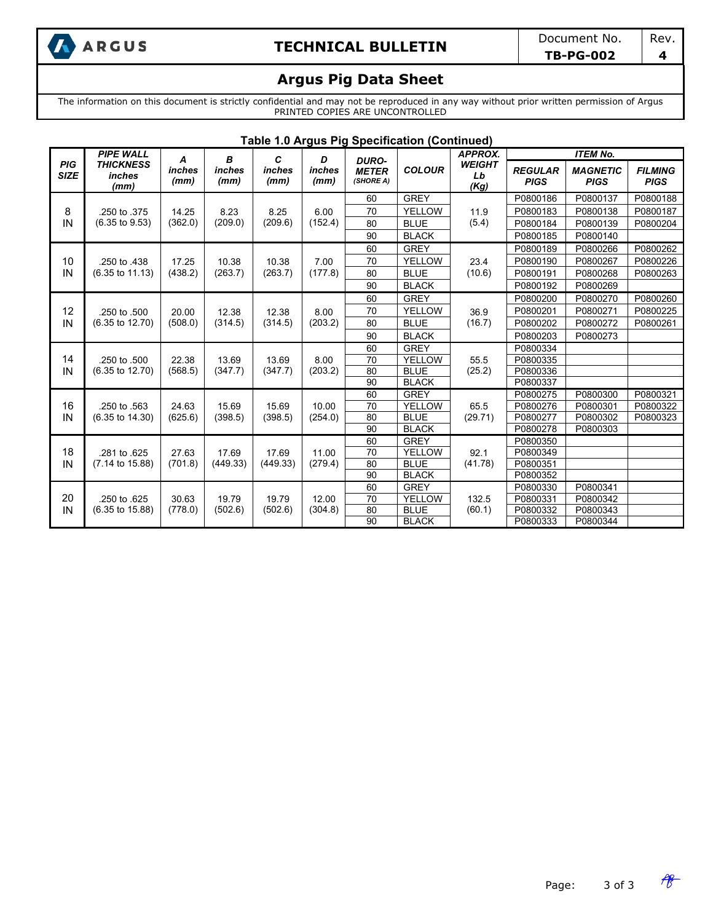# Argus Pig Data Sheet

The information on this document is strictly confidential and may not be reproduced in any way without prior written permission of Argus
PRINTED COPIES ARE UNCONTROLLED

**Table 1.0 Argus Pig Specification (Continued)**

| PIG SIZE | PIPE WALL THICKNESS inches (mm) | A inches (mm) | B inches (mm) | C inches (mm) | D inches (mm) | DURO-METER (SHORE A) | COLOUR | APPROX. WEIGHT Lb (Kg) | ITEM No. | | |
|---|---|---|---|---|---|---|---|---|---|---|---|
| | | | | | | | | | REGULAR PIGS | MAGNETIC PIGS | FILMING PIGS |
| 8 IN | .250 to .375 (6.35 to 9.53) | 14.25 (362.0) | 8.23 (209.0) | 8.25 (209.6) | 6.00 (152.4) | 60 | GREY | 11.9 (5.4) | P0800186 | P0800137 | P0800188 |
| | | | | | | 70 | YELLOW | | P0800183 | P0800138 | P0800187 |
| | | | | | | 80 | BLUE | | P0800184 | P0800139 | P0800204 |
| | | | | | | 90 | BLACK | | P0800185 | P0800140 | |
| 10 IN | .250 to .438 (6.35 to 11.13) | 17.25 (438.2) | 10.38 (263.7) | 10.38 (263.7) | 7.00 (177.8) | 60 | GREY | 23.4 (10.6) | P0800189 | P0800266 | P0800262 |
| | | | | | | 70 | YELLOW | | P0800190 | P0800267 | P0800226 |
| | | | | | | 80 | BLUE | | P0800191 | P0800268 | P0800263 |
| | | | | | | 90 | BLACK | | P0800192 | P0800269 | |
| 12 IN | .250 to .500 (6.35 to 12.70) | 20.00 (508.0) | 12.38 (314.5) | 12.38 (314.5) | 8.00 (203.2) | 60 | GREY | 36.9 (16.7) | P0800200 | P0800270 | P0800260 |
| | | | | | | 70 | YELLOW | | P0800201 | P0800271 | P0800225 |
| | | | | | | 80 | BLUE | | P0800202 | P0800272 | P0800261 |
| | | | | | | 90 | BLACK | | P0800203 | P0800273 | |
| 14 IN | .250 to .500 (6.35 to 12.70) | 22.38 (568.5) | 13.69 (347.7) | 13.69 (347.7) | 8.00 (203.2) | 60 | GREY | 55.5 (25.2) | P0800334 | | |
| | | | | | | 70 | YELLOW | | P0800335 | | |
| | | | | | | 80 | BLUE | | P0800336 | | |
| | | | | | | 90 | BLACK | | P0800337 | | |
| 16 IN | .250 to .563 (6.35 to 14.30) | 24.63 (625.6) | 15.69 (398.5) | 15.69 (398.5) | 10.00 (254.0) | 60 | GREY | 65.5 (29.71) | P0800275 | P0800300 | P0800321 |
| | | | | | | 70 | YELLOW | | P0800276 | P0800301 | P0800322 |
| | | | | | | 80 | BLUE | | P0800277 | P0800302 | P0800323 |
| | | | | | | 90 | BLACK | | P0800278 | P0800303 | |
| 18 IN | .281 to .625 (7.14 to 15.88) | 27.63 (701.8) | 17.69 (449.33) | 17.69 (449.33) | 11.00 (279.4) | 60 | GREY | 92.1 (41.78) | P0800350 | | |
| | | | | | | 70 | YELLOW | | P0800349 | | |
| | | | | | | 80 | BLUE | | P0800351 | | |
| | | | | | | 90 | BLACK | | P0800352 | | |
| 20 IN | .250 to .625 (6.35 to 15.88) | 30.63 (778.0) | 19.79 (502.6) | 19.79 (502.6) | 12.00 (304.8) | 60 | GREY | 132.5 (60.1) | P0800330 | P0800341 | |
| | | | | | | 70 | YELLOW | | P0800331 | P0800342 | |
| | | | | | | 80 | BLUE | | P0800332 | P0800343 | |
| | | | | | | 90 | BLACK | | P0800333 | P0800344 | |